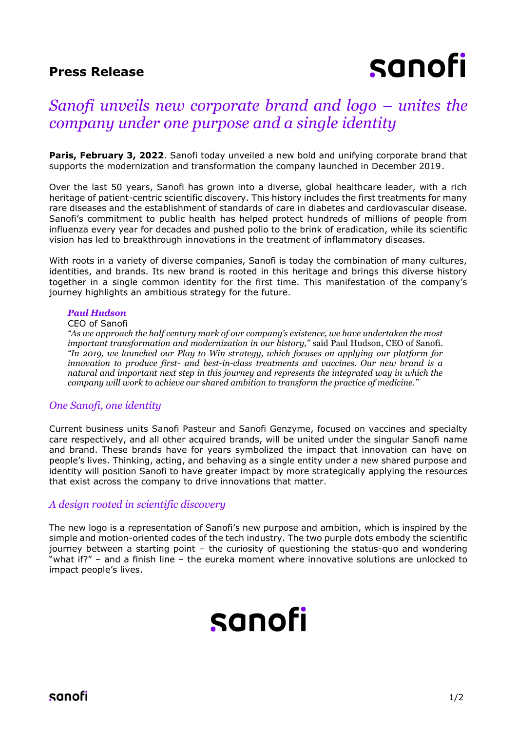**Press Release**

# *Sanofi unveils new corporate brand and logo – unites the company under one purpose and a single identity*

**Paris, February 3, 2022**. Sanofi today unveiled a new bold and unifying corporate brand that supports the modernization and transformation the company launched in December 2019.

Over the last 50 years, Sanofi has grown into a diverse, global healthcare leader, with a rich heritage of patient-centric scientific discovery. This history includes the first treatments for many rare diseases and the establishment of standards of care in diabetes and cardiovascular disease. Sanofi's commitment to public health has helped protect hundreds of millions of people from influenza every year for decades and pushed polio to the brink of eradication, while its scientific vision has led to breakthrough innovations in the treatment of inflammatory diseases.

With roots in a variety of diverse companies, Sanofi is today the combination of many cultures, identities, and brands. Its new brand is rooted in this heritage and brings this diverse history together in a single common identity for the first time. This manifestation of the company's journey highlights an ambitious strategy for the future.

> ***Paul Hudson***
> CEO of Sanofi
> *"As we approach the half century mark of our company's existence, we have undertaken the most important transformation and modernization in our history,"* said Paul Hudson, CEO of Sanofi. *"In 2019, we launched our Play to Win strategy, which focuses on applying our platform for innovation to produce first- and best-in-class treatments and vaccines. Our new brand is a natural and important next step in this journey and represents the integrated way in which the company will work to achieve our shared ambition to transform the practice of medicine."*

## *One Sanofi, one identity*

Current business units Sanofi Pasteur and Sanofi Genzyme, focused on vaccines and specialty care respectively, and all other acquired brands, will be united under the singular Sanofi name and brand. These brands have for years symbolized the impact that innovation can have on people's lives. Thinking, acting, and behaving as a single entity under a new shared purpose and identity will position Sanofi to have greater impact by more strategically applying the resources that exist across the company to drive innovations that matter.

## *A design rooted in scientific discovery*

The new logo is a representation of Sanofi's new purpose and ambition, which is inspired by the simple and motion-oriented codes of the tech industry. The two purple dots embody the scientific journey between a starting point – the curiosity of questioning the status-quo and wondering "what if?" – and a finish line – the eureka moment where innovative solutions are unlocked to impact people's lives.

sanofi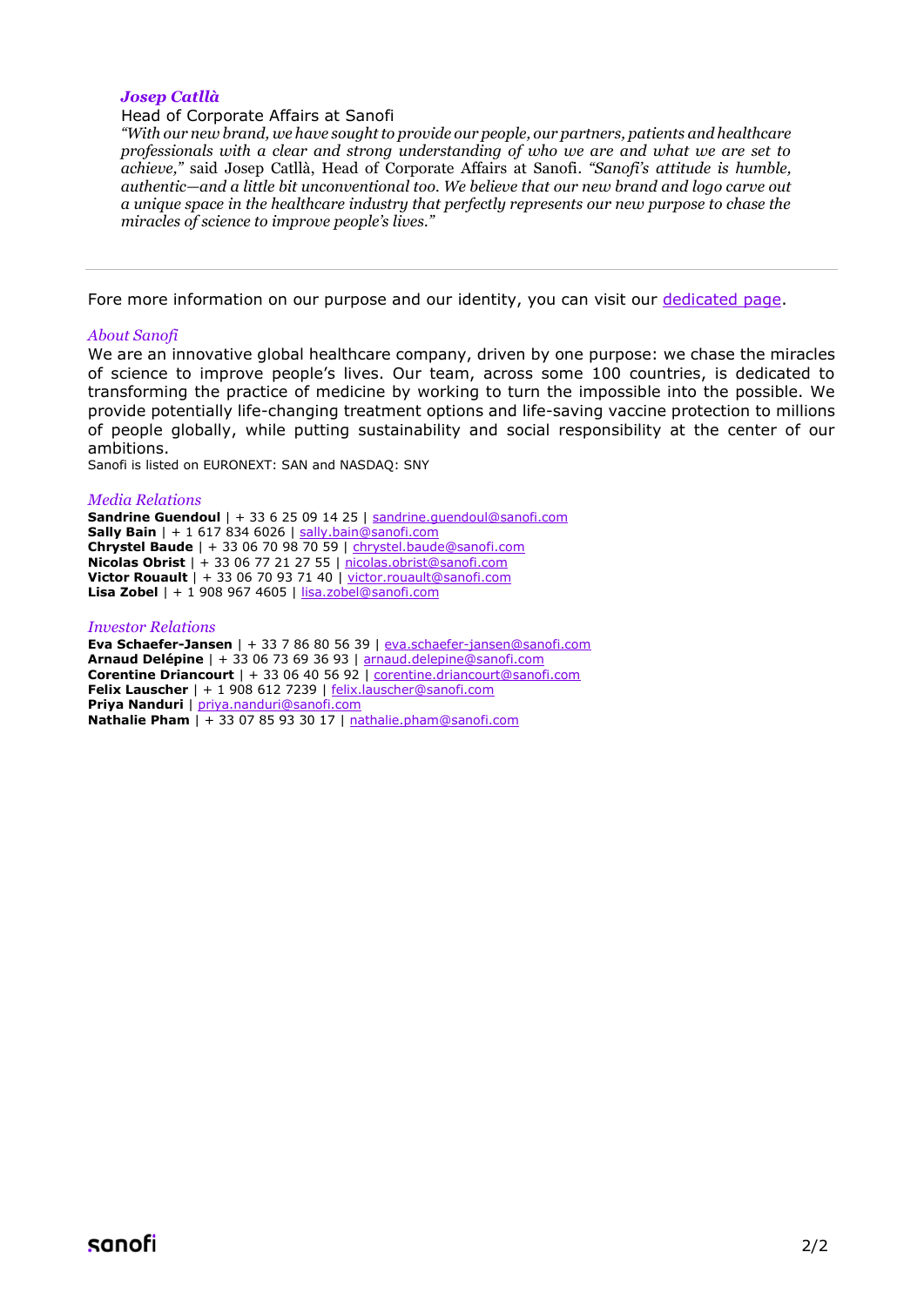*Josep Catllà*

Head of Corporate Affairs at Sanofi

*"With our new brand, we have sought to provide our people, our partners, patients and healthcare professionals with a clear and strong understanding of who we are and what we are set to achieve,"* said Josep Catllà, Head of Corporate Affairs at Sanofi. *"Sanofi's attitude is humble, authentic—and a little bit unconventional too. We believe that our new brand and logo carve out a unique space in the healthcare industry that perfectly represents our new purpose to chase the miracles of science to improve people's lives."*

---

Fore more information on our purpose and our identity, you can visit our dedicated page.

*About Sanofi*

We are an innovative global healthcare company, driven by one purpose: we chase the miracles of science to improve people's lives. Our team, across some 100 countries, is dedicated to transforming the practice of medicine by working to turn the impossible into the possible. We provide potentially life-changing treatment options and life-saving vaccine protection to millions of people globally, while putting sustainability and social responsibility at the center of our ambitions.

Sanofi is listed on EURONEXT: SAN and NASDAQ: SNY

*Media Relations*

**Sandrine Guendoul** | + 33 6 25 09 14 25 | sandrine.guendoul@sanofi.com
**Sally Bain** | + 1 617 834 6026 | sally.bain@sanofi.com
**Chrystel Baude** | + 33 06 70 98 70 59 | chrystel.baude@sanofi.com
**Nicolas Obrist** | + 33 06 77 21 27 55 | nicolas.obrist@sanofi.com
**Victor Rouault** | + 33 06 70 93 71 40 | victor.rouault@sanofi.com
**Lisa Zobel** | + 1 908 967 4605 | lisa.zobel@sanofi.com

*Investor Relations*

**Eva Schaefer-Jansen** | + 33 7 86 80 56 39 | eva.schaefer-jansen@sanofi.com
**Arnaud Delépine** | + 33 06 73 69 36 93 | arnaud.delepine@sanofi.com
**Corentine Driancourt** | + 33 06 40 56 92 | corentine.driancourt@sanofi.com
**Felix Lauscher** | + 1 908 612 7239 | felix.lauscher@sanofi.com
**Priya Nanduri** | priya.nanduri@sanofi.com
**Nathalie Pham** | + 33 07 85 93 30 17 | nathalie.pham@sanofi.com